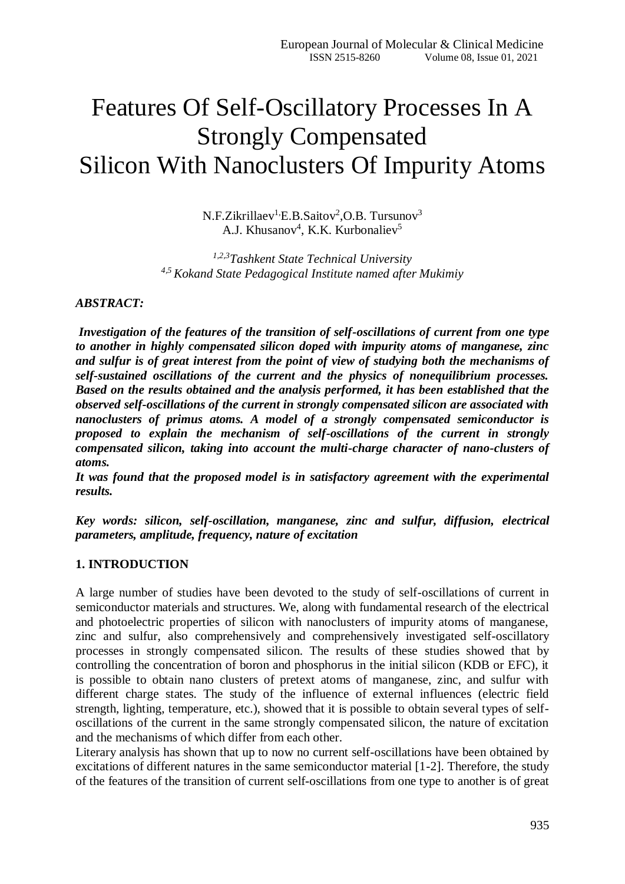# Features Of Self-Oscillatory Processes In A Strongly Compensated Silicon With Nanoclusters Of Impurity Atoms

N.F.Zikrillaev[1], E.B.Saitov[2], O.B. Tursunov[3]
A.J. Khusanov[4], K.K. Kurbonaliev[5]

*[1,2,3]Tashkent State Technical University*
*[4,5] Kokand State Pedagogical Institute named after Mukimiy*

***ABSTRACT:***

***Investigation of the features of the transition of self-oscillations of current from one type to another in highly compensated silicon doped with impurity atoms of manganese, zinc and sulfur is of great interest from the point of view of studying both the mechanisms of self-sustained oscillations of the current and the physics of nonequilibrium processes. Based on the results obtained and the analysis performed, it has been established that the observed self-oscillations of the current in strongly compensated silicon are associated with nanoclusters of primus atoms. A model of a strongly compensated semiconductor is proposed to explain the mechanism of self-oscillations of the current in strongly compensated silicon, taking into account the multi-charge character of nano-clusters of atoms.***

***It was found that the proposed model is in satisfactory agreement with the experimental results.***

***Key words: silicon, self-oscillation, manganese, zinc and sulfur, diffusion, electrical parameters, amplitude, frequency, nature of excitation***

## 1. INTRODUCTION

A large number of studies have been devoted to the study of self-oscillations of current in semiconductor materials and structures. We, along with fundamental research of the electrical and photoelectric properties of silicon with nanoclusters of impurity atoms of manganese, zinc and sulfur, also comprehensively and comprehensively investigated self-oscillatory processes in strongly compensated silicon. The results of these studies showed that by controlling the concentration of boron and phosphorus in the initial silicon (KDB or EFC), it is possible to obtain nano clusters of pretext atoms of manganese, zinc, and sulfur with different charge states. The study of the influence of external influences (electric field strength, lighting, temperature, etc.), showed that it is possible to obtain several types of self-oscillations of the current in the same strongly compensated silicon, the nature of excitation and the mechanisms of which differ from each other.

Literary analysis has shown that up to now no current self-oscillations have been obtained by excitations of different natures in the same semiconductor material [1-2]. Therefore, the study of the features of the transition of current self-oscillations from one type to another is of great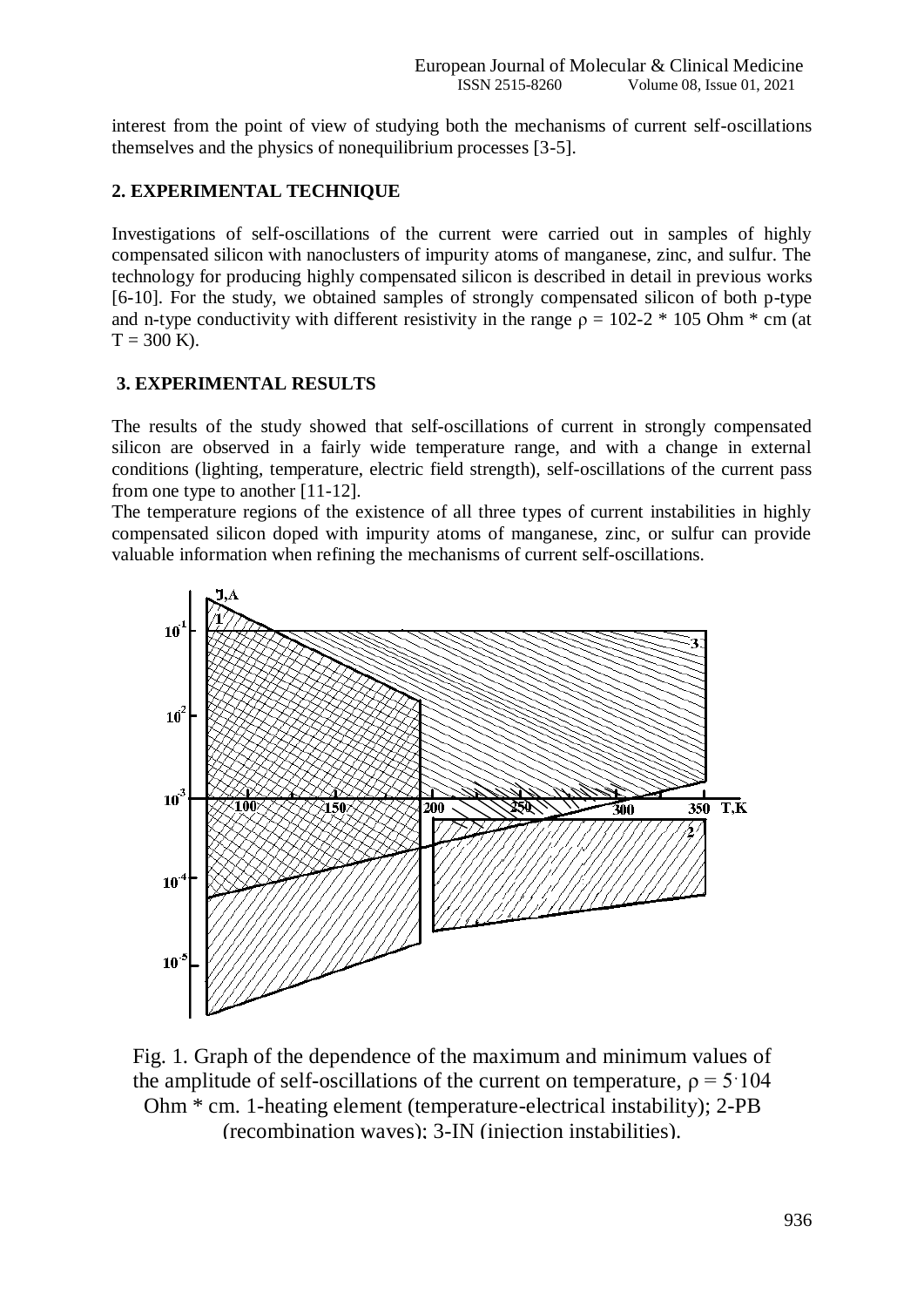interest from the point of view of studying both the mechanisms of current self-oscillations themselves and the physics of nonequilibrium processes [3-5].

## 2. EXPERIMENTAL TECHNIQUE

Investigations of self-oscillations of the current were carried out in samples of highly compensated silicon with nanoclusters of impurity atoms of manganese, zinc, and sulfur. The technology for producing highly compensated silicon is described in detail in previous works [6-10]. For the study, we obtained samples of strongly compensated silicon of both p-type and n-type conductivity with different resistivity in the range ρ = 102-2 * 105 Ohm * cm (at T = 300 K).

## 3. EXPERIMENTAL RESULTS

The results of the study showed that self-oscillations of current in strongly compensated silicon are observed in a fairly wide temperature range, and with a change in external conditions (lighting, temperature, electric field strength), self-oscillations of the current pass from one type to another [11-12].

The temperature regions of the existence of all three types of current instabilities in highly compensated silicon doped with impurity atoms of manganese, zinc, or sulfur can provide valuable information when refining the mechanisms of current self-oscillations.

Fig. 1. Graph of the dependence of the maximum and minimum values of the amplitude of self-oscillations of the current on temperature, ρ = 5·104 Ohm * cm. 1-heating element (temperature-electrical instability); 2-PB (recombination waves); 3-IN (injection instabilities).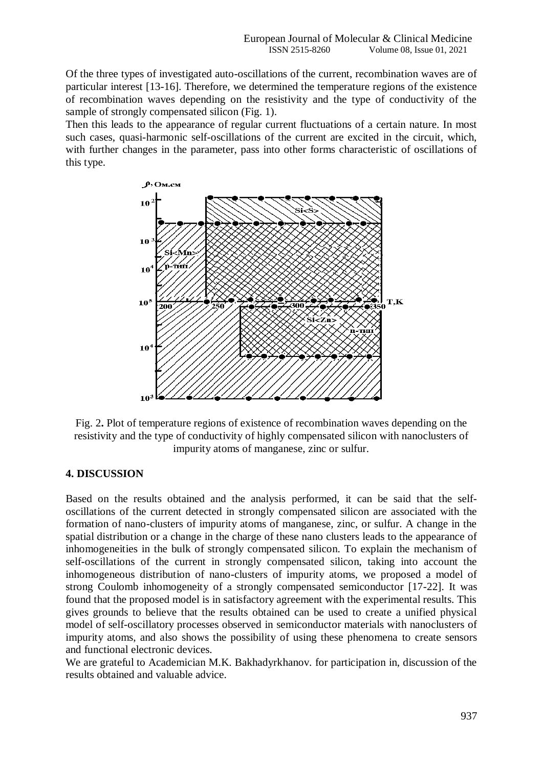Of the three types of investigated auto-oscillations of the current, recombination waves are of particular interest [13-16]. Therefore, we determined the temperature regions of the existence of recombination waves depending on the resistivity and the type of conductivity of the sample of strongly compensated silicon (Fig. 1).

Then this leads to the appearance of regular current fluctuations of a certain nature. In most such cases, quasi-harmonic self-oscillations of the current are excited in the circuit, which, with further changes in the parameter, pass into other forms characteristic of oscillations of this type.

Fig. 2. Plot of temperature regions of existence of recombination waves depending on the resistivity and the type of conductivity of highly compensated silicon with nanoclusters of impurity atoms of manganese, zinc or sulfur.

## 4. DISCUSSION

Based on the results obtained and the analysis performed, it can be said that the self-oscillations of the current detected in strongly compensated silicon are associated with the formation of nano-clusters of impurity atoms of manganese, zinc, or sulfur. A change in the spatial distribution or a change in the charge of these nano clusters leads to the appearance of inhomogeneities in the bulk of strongly compensated silicon. To explain the mechanism of self-oscillations of the current in strongly compensated silicon, taking into account the inhomogeneous distribution of nano-clusters of impurity atoms, we proposed a model of strong Coulomb inhomogeneity of a strongly compensated semiconductor [17-22]. It was found that the proposed model is in satisfactory agreement with the experimental results. This gives grounds to believe that the results obtained can be used to create a unified physical model of self-oscillatory processes observed in semiconductor materials with nanoclusters of impurity atoms, and also shows the possibility of using these phenomena to create sensors and functional electronic devices.

We are grateful to Academician M.K. Bakhadyrkhanov. for participation in, discussion of the results obtained and valuable advice.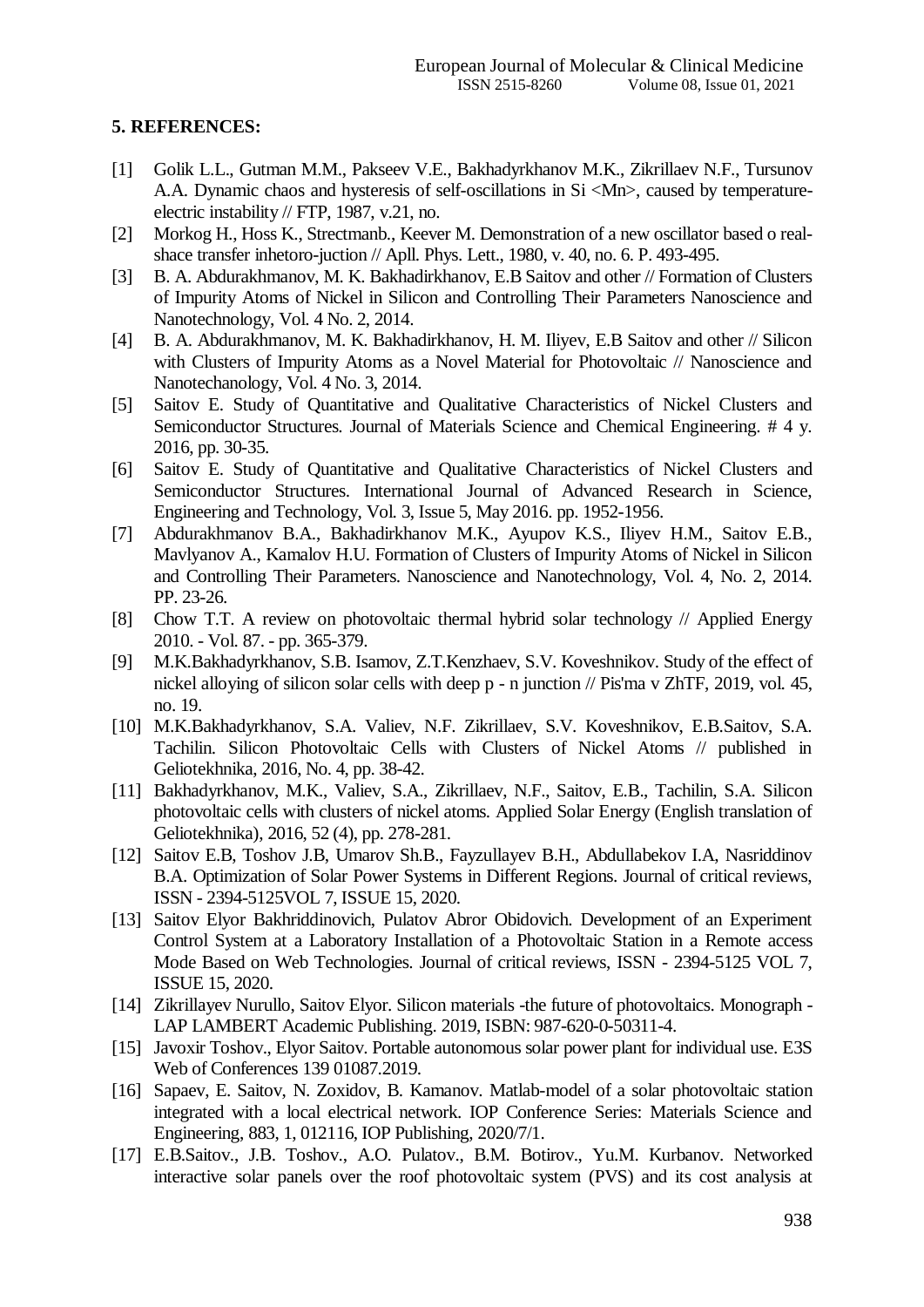## 5. REFERENCES:

[1] Golik L.L., Gutman M.M., Pakseev V.E., Bakhadyrkhanov M.K., Zikrillaev N.F., Tursunov A.A. Dynamic chaos and hysteresis of self-oscillations in Si <Mn>, caused by temperature-electric instability // FTP, 1987, v.21, no.

[2] Morkog H., Hoss K., Strectmanb., Keever M. Demonstration of a new oscillator based o real-shace transfer inhetoro-juction // Apll. Phys. Lett., 1980, v. 40, no. 6. P. 493-495.

[3] B. A. Abdurakhmanov, M. K. Bakhadirkhanov, E.B Saitov and other // Formation of Clusters of Impurity Atoms of Nickel in Silicon and Controlling Their Parameters Nanoscience and Nanotechnology, Vol. 4 No. 2, 2014.

[4] B. A. Abdurakhmanov, M. K. Bakhadirkhanov, H. M. Iliyev, E.B Saitov and other // Silicon with Clusters of Impurity Atoms as a Novel Material for Photovoltaic // Nanoscience and Nanotechanology, Vol. 4 No. 3, 2014.

[5] Saitov E. Study of Quantitative and Qualitative Characteristics of Nickel Clusters and Semiconductor Structures. Journal of Materials Science and Chemical Engineering. # 4 y. 2016, pp. 30-35.

[6] Saitov E. Study of Quantitative and Qualitative Characteristics of Nickel Clusters and Semiconductor Structures. International Journal of Advanced Research in Science, Engineering and Technology, Vol. 3, Issue 5, May 2016. pp. 1952-1956.

[7] Abdurakhmanov B.A., Bakhadirkhanov M.K., Ayupov K.S., Iliyev H.M., Saitov E.B., Mavlyanov A., Kamalov H.U. Formation of Clusters of Impurity Atoms of Nickel in Silicon and Controlling Their Parameters. Nanoscience and Nanotechnology, Vol. 4, No. 2, 2014. PP. 23-26.

[8] Chow T.T. A review on photovoltaic thermal hybrid solar technology // Applied Energy 2010. - Vol. 87. - pp. 365-379.

[9] M.K.Bakhadyrkhanov, S.B. Isamov, Z.T.Kenzhaev, S.V. Koveshnikov. Study of the effect of nickel alloying of silicon solar cells with deep p - n junction // Pis'ma v ZhTF, 2019, vol. 45, no. 19.

[10] M.K.Bakhadyrkhanov, S.A. Valiev, N.F. Zikrillaev, S.V. Koveshnikov, E.B.Saitov, S.A. Tachilin. Silicon Photovoltaic Cells with Clusters of Nickel Atoms // published in Geliotekhnika, 2016, No. 4, pp. 38-42.

[11] Bakhadyrkhanov, M.K., Valiev, S.A., Zikrillaev, N.F., Saitov, E.B., Tachilin, S.A. Silicon photovoltaic cells with clusters of nickel atoms. Applied Solar Energy (English translation of Geliotekhnika), 2016, 52 (4), pp. 278-281.

[12] Saitov E.B, Toshov J.B, Umarov Sh.B., Fayzullayev B.H., Abdullabekov I.A, Nasriddinov B.A. Optimization of Solar Power Systems in Different Regions. Journal of critical reviews, ISSN - 2394-5125VOL 7, ISSUE 15, 2020.

[13] Saitov Elyor Bakhriddinovich, Pulatov Abror Obidovich. Development of an Experiment Control System at a Laboratory Installation of a Photovoltaic Station in a Remote access Mode Based on Web Technologies. Journal of critical reviews, ISSN - 2394-5125 VOL 7, ISSUE 15, 2020.

[14] Zikrillayev Nurullo, Saitov Elyor. Silicon materials -the future of photovoltaics. Monograph - LAP LAMBERT Academic Publishing. 2019, ISBN: 987-620-0-50311-4.

[15] Javoxir Toshov., Elyor Saitov. Portable autonomous solar power plant for individual use. E3S Web of Conferences 139 01087.2019.

[16] Sapaev, E. Saitov, N. Zoxidov, B. Kamanov. Matlab-model of a solar photovoltaic station integrated with a local electrical network. IOP Conference Series: Materials Science and Engineering, 883, 1, 012116, IOP Publishing, 2020/7/1.

[17] E.B.Saitov., J.B. Toshov., A.O. Pulatov., B.M. Botirov., Yu.M. Kurbanov. Networked interactive solar panels over the roof photovoltaic system (PVS) and its cost analysis at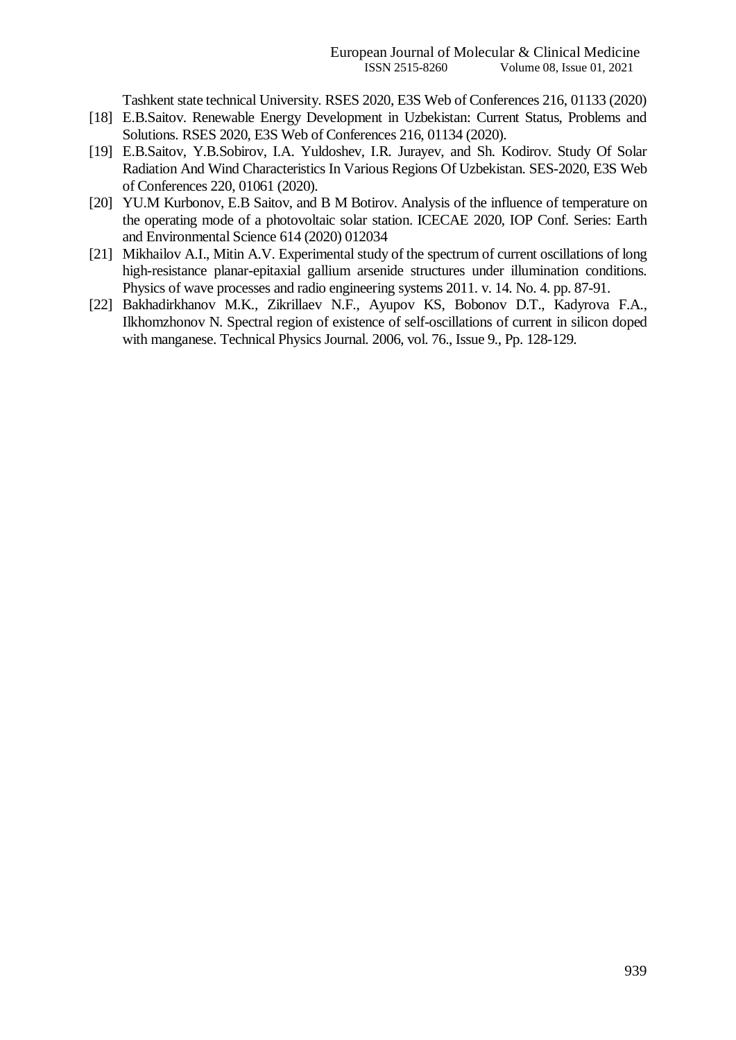Tashkent state technical University. RSES 2020, E3S Web of Conferences 216, 01133 (2020)

[18] E.B.Saitov. Renewable Energy Development in Uzbekistan: Current Status, Problems and Solutions. RSES 2020, E3S Web of Conferences 216, 01134 (2020).

[19] E.B.Saitov, Y.B.Sobirov, I.A. Yuldoshev, I.R. Jurayev, and Sh. Kodirov. Study Of Solar Radiation And Wind Characteristics In Various Regions Of Uzbekistan. SES-2020, E3S Web of Conferences 220, 01061 (2020).

[20] YU.M Kurbonov, E.B Saitov, and B M Botirov. Analysis of the influence of temperature on the operating mode of a photovoltaic solar station. ICECAE 2020, IOP Conf. Series: Earth and Environmental Science 614 (2020) 012034

[21] Mikhailov A.I., Mitin A.V. Experimental study of the spectrum of current oscillations of long high-resistance planar-epitaxial gallium arsenide structures under illumination conditions. Physics of wave processes and radio engineering systems 2011. v. 14. No. 4. pp. 87-91.

[22] Bakhadirkhanov M.K., Zikrillaev N.F., Ayupov KS, Bobonov D.T., Kadyrova F.A., Ilkhomzhonov N. Spectral region of existence of self-oscillations of current in silicon doped with manganese. Technical Physics Journal. 2006, vol. 76., Issue 9., Pp. 128-129.